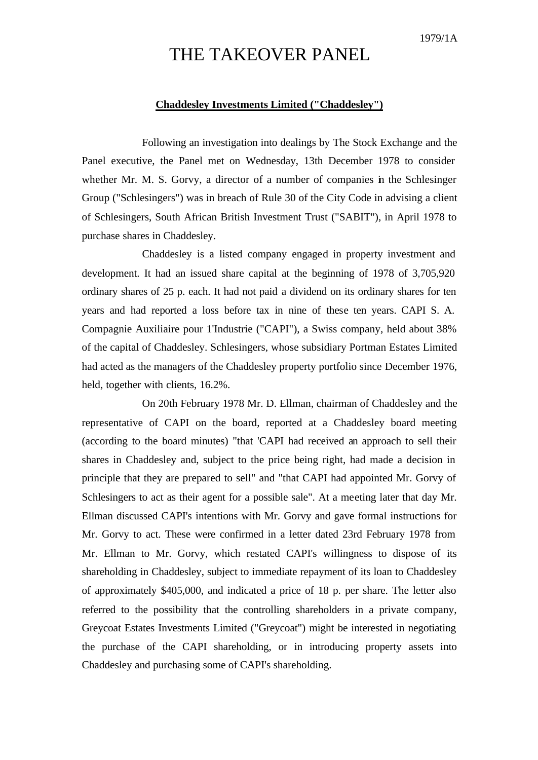1979/1A

# THE TAKEOVER PANEL

**Chaddesley Investments Limited ("Chaddesley")**

Following an investigation into dealings by The Stock Exchange and the Panel executive, the Panel met on Wednesday, 13th December 1978 to consider whether Mr. M. S. Gorvy, a director of a number of companies in the Schlesinger Group ("Schlesingers") was in breach of Rule 30 of the City Code in advising a client of Schlesingers, South African British Investment Trust ("SABIT"), in April 1978 to purchase shares in Chaddesley.

Chaddesley is a listed company engaged in property investment and development. It had an issued share capital at the beginning of 1978 of 3,705,920 ordinary shares of 25 p. each. It had not paid a dividend on its ordinary shares for ten years and had reported a loss before tax in nine of these ten years. CAPI S. A. Compagnie Auxiliaire pour 1'Industrie ("CAPI"), a Swiss company, held about 38% of the capital of Chaddesley. Schlesingers, whose subsidiary Portman Estates Limited had acted as the managers of the Chaddesley property portfolio since December 1976, held, together with clients, 16.2%.

On 20th February 1978 Mr. D. Ellman, chairman of Chaddesley and the representative of CAPI on the board, reported at a Chaddesley board meeting (according to the board minutes) "that 'CAPI had received an approach to sell their shares in Chaddesley and, subject to the price being right, had made a decision in principle that they are prepared to sell" and "that CAPI had appointed Mr. Gorvy of Schlesingers to act as their agent for a possible sale". At a meeting later that day Mr. Ellman discussed CAPI's intentions with Mr. Gorvy and gave formal instructions for Mr. Gorvy to act. These were confirmed in a letter dated 23rd February 1978 from Mr. Ellman to Mr. Gorvy, which restated CAPI's willingness to dispose of its shareholding in Chaddesley, subject to immediate repayment of its loan to Chaddesley of approximately $405,000, and indicated a price of 18 p. per share. The letter also referred to the possibility that the controlling shareholders in a private company, Greycoat Estates Investments Limited ("Greycoat") might be interested in negotiating the purchase of the CAPI shareholding, or in introducing property assets into Chaddesley and purchasing some of CAPI's shareholding.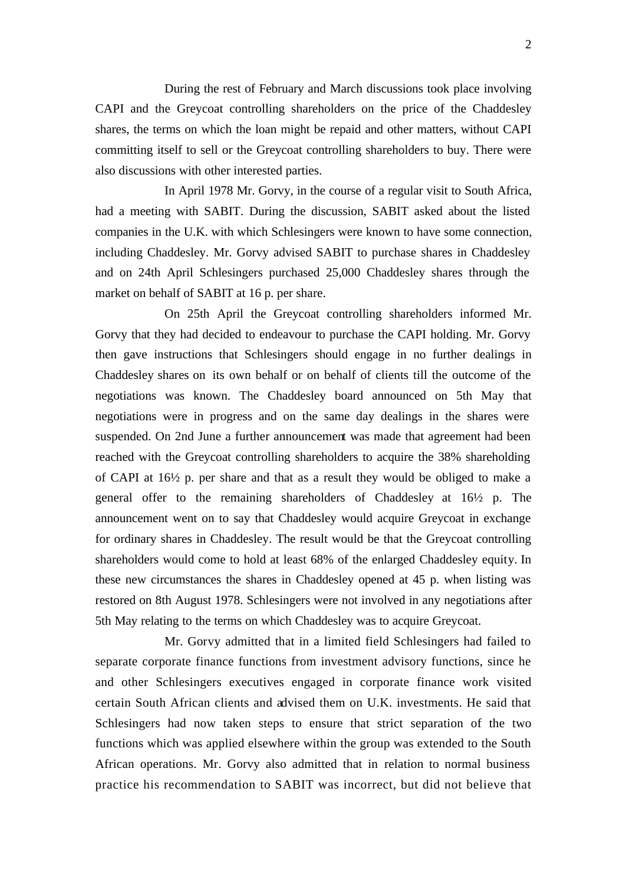During the rest of February and March discussions took place involving CAPI and the Greycoat controlling shareholders on the price of the Chaddesley shares, the terms on which the loan might be repaid and other matters, without CAPI committing itself to sell or the Greycoat controlling shareholders to buy. There were also discussions with other interested parties.

In April 1978 Mr. Gorvy, in the course of a regular visit to South Africa, had a meeting with SABIT. During the discussion, SABIT asked about the listed companies in the U.K. with which Schlesingers were known to have some connection, including Chaddesley. Mr. Gorvy advised SABIT to purchase shares in Chaddesley and on 24th April Schlesingers purchased 25,000 Chaddesley shares through the market on behalf of SABIT at 16 p. per share.

On 25th April the Greycoat controlling shareholders informed Mr. Gorvy that they had decided to endeavour to purchase the CAPI holding. Mr. Gorvy then gave instructions that Schlesingers should engage in no further dealings in Chaddesley shares on its own behalf or on behalf of clients till the outcome of the negotiations was known. The Chaddesley board announced on 5th May that negotiations were in progress and on the same day dealings in the shares were suspended. On 2nd June a further announcement was made that agreement had been reached with the Greycoat controlling shareholders to acquire the 38% shareholding of CAPI at 16½ p. per share and that as a result they would be obliged to make a general offer to the remaining shareholders of Chaddesley at 16½ p. The announcement went on to say that Chaddesley would acquire Greycoat in exchange for ordinary shares in Chaddesley. The result would be that the Greycoat controlling shareholders would come to hold at least 68% of the enlarged Chaddesley equity. In these new circumstances the shares in Chaddesley opened at 45 p. when listing was restored on 8th August 1978. Schlesingers were not involved in any negotiations after 5th May relating to the terms on which Chaddesley was to acquire Greycoat.

Mr. Gorvy admitted that in a limited field Schlesingers had failed to separate corporate finance functions from investment advisory functions, since he and other Schlesingers executives engaged in corporate finance work visited certain South African clients and advised them on U.K. investments. He said that Schlesingers had now taken steps to ensure that strict separation of the two functions which was applied elsewhere within the group was extended to the South African operations. Mr. Gorvy also admitted that in relation to normal business practice his recommendation to SABIT was incorrect, but did not believe that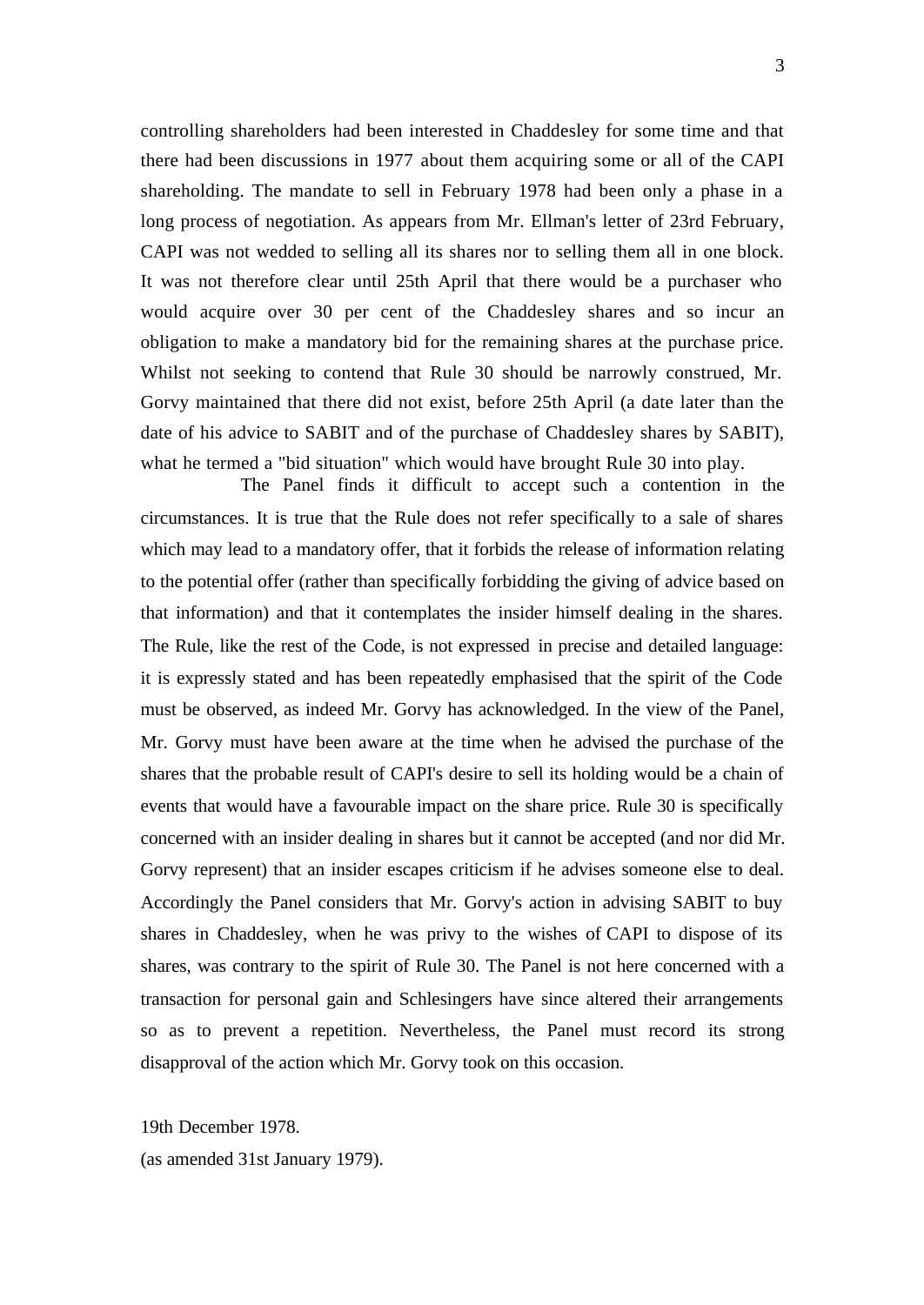controlling shareholders had been interested in Chaddesley for some time and that there had been discussions in 1977 about them acquiring some or all of the CAPI shareholding. The mandate to sell in February 1978 had been only a phase in a long process of negotiation. As appears from Mr. Ellman's letter of 23rd February, CAPI was not wedded to selling all its shares nor to selling them all in one block. It was not therefore clear until 25th April that there would be a purchaser who would acquire over 30 per cent of the Chaddesley shares and so incur an obligation to make a mandatory bid for the remaining shares at the purchase price. Whilst not seeking to contend that Rule 30 should be narrowly construed, Mr. Gorvy maintained that there did not exist, before 25th April (a date later than the date of his advice to SABIT and of the purchase of Chaddesley shares by SABIT), what he termed a "bid situation" which would have brought Rule 30 into play.

The Panel finds it difficult to accept such a contention in the circumstances. It is true that the Rule does not refer specifically to a sale of shares which may lead to a mandatory offer, that it forbids the release of information relating to the potential offer (rather than specifically forbidding the giving of advice based on that information) and that it contemplates the insider himself dealing in the shares. The Rule, like the rest of the Code, is not expressed in precise and detailed language: it is expressly stated and has been repeatedly emphasised that the spirit of the Code must be observed, as indeed Mr. Gorvy has acknowledged. In the view of the Panel, Mr. Gorvy must have been aware at the time when he advised the purchase of the shares that the probable result of CAPI's desire to sell its holding would be a chain of events that would have a favourable impact on the share price. Rule 30 is specifically concerned with an insider dealing in shares but it cannot be accepted (and nor did Mr. Gorvy represent) that an insider escapes criticism if he advises someone else to deal. Accordingly the Panel considers that Mr. Gorvy's action in advising SABIT to buy shares in Chaddesley, when he was privy to the wishes of CAPI to dispose of its shares, was contrary to the spirit of Rule 30. The Panel is not here concerned with a transaction for personal gain and Schlesingers have since altered their arrangements so as to prevent a repetition. Nevertheless, the Panel must record its strong disapproval of the action which Mr. Gorvy took on this occasion.

19th December 1978.

(as amended 31st January 1979).